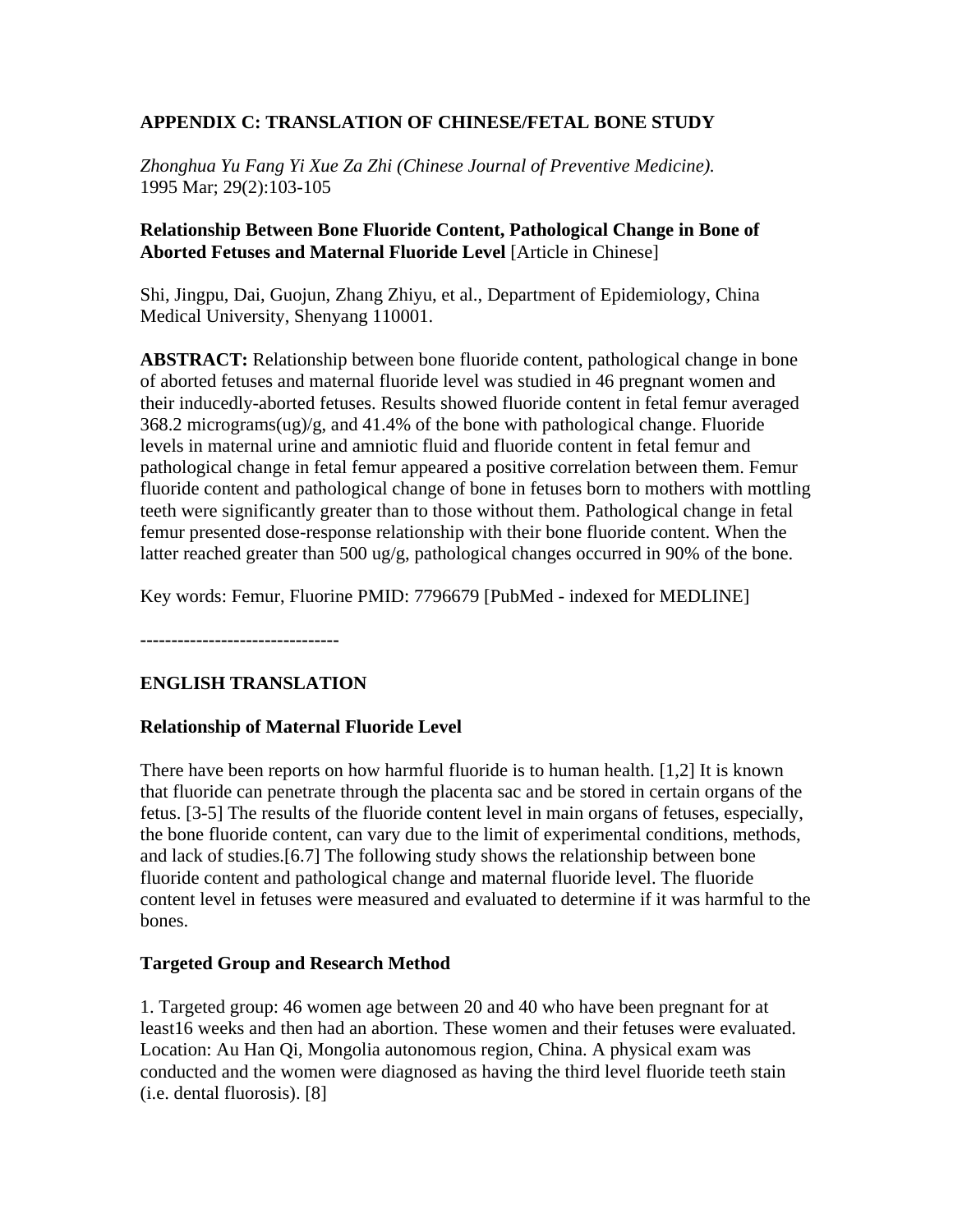## APPENDIX C: TRANSLATION OF CHINESE/FETAL BONE STUDY

*Zhonghua Yu Fang Yi Xue Za Zhi (Chinese Journal of Preventive Medicine).*
1995 Mar; 29(2):103-105

**Relationship Between Bone Fluoride Content, Pathological Change in Bone of Aborted Fetuses and Maternal Fluoride Level** [Article in Chinese]

Shi, Jingpu, Dai, Guojun, Zhang Zhiyu, et al., Department of Epidemiology, China Medical University, Shenyang 110001.

**ABSTRACT:** Relationship between bone fluoride content, pathological change in bone of aborted fetuses and maternal fluoride level was studied in 46 pregnant women and their inducedly-aborted fetuses. Results showed fluoride content in fetal femur averaged 368.2 micrograms(ug)/g, and 41.4% of the bone with pathological change. Fluoride levels in maternal urine and amniotic fluid and fluoride content in fetal femur and pathological change in fetal femur appeared a positive correlation between them. Femur fluoride content and pathological change of bone in fetuses born to mothers with mottling teeth were significantly greater than to those without them. Pathological change in fetal femur presented dose-response relationship with their bone fluoride content. When the latter reached greater than 500 ug/g, pathological changes occurred in 90% of the bone.

Key words: Femur, Fluorine PMID: 7796679 [PubMed - indexed for MEDLINE]

--------------------------------

### ENGLISH TRANSLATION

#### Relationship of Maternal Fluoride Level

There have been reports on how harmful fluoride is to human health. [1,2] It is known that fluoride can penetrate through the placenta sac and be stored in certain organs of the fetus. [3-5] The results of the fluoride content level in main organs of fetuses, especially, the bone fluoride content, can vary due to the limit of experimental conditions, methods, and lack of studies.[6.7] The following study shows the relationship between bone fluoride content and pathological change and maternal fluoride level. The fluoride content level in fetuses were measured and evaluated to determine if it was harmful to the bones.

#### Targeted Group and Research Method

1. Targeted group: 46 women age between 20 and 40 who have been pregnant for at least16 weeks and then had an abortion. These women and their fetuses were evaluated. Location: Au Han Qi, Mongolia autonomous region, China. A physical exam was conducted and the women were diagnosed as having the third level fluoride teeth stain (i.e. dental fluorosis). [8]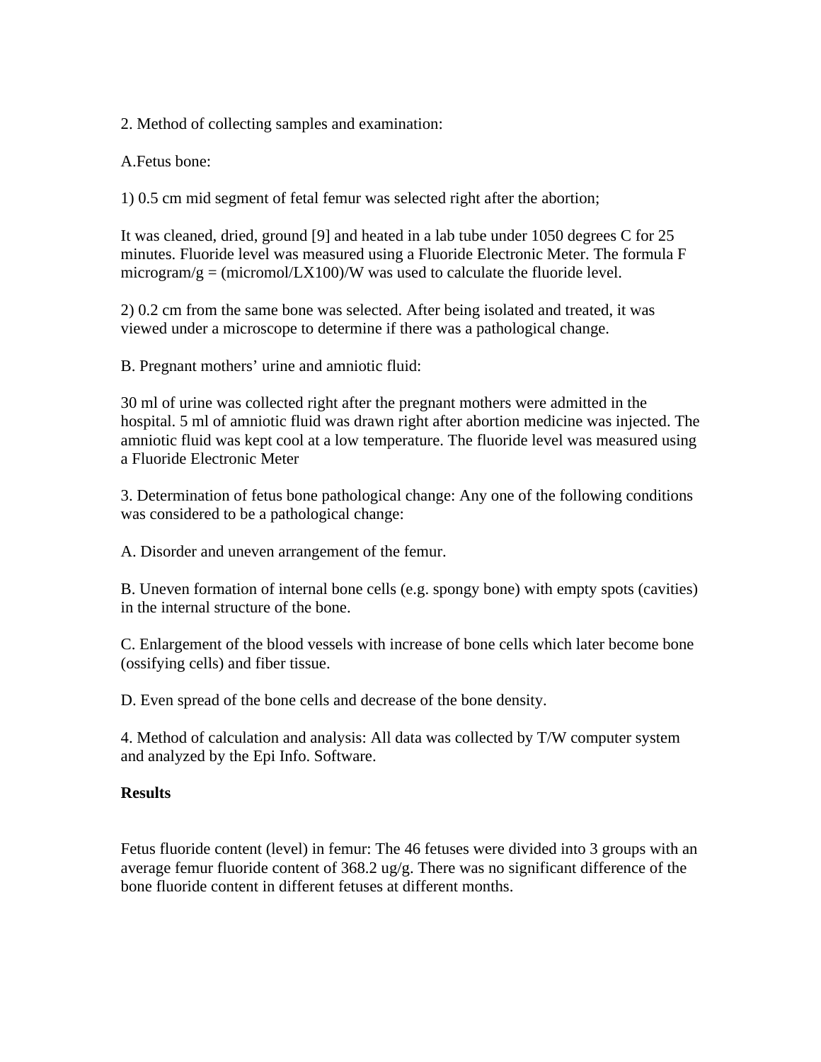2. Method of collecting samples and examination:

A.Fetus bone:

1) 0.5 cm mid segment of fetal femur was selected right after the abortion;

It was cleaned, dried, ground [9] and heated in a lab tube under 1050 degrees C for 25 minutes. Fluoride level was measured using a Fluoride Electronic Meter. The formula F microgram/g = (micromol/LX100)/W was used to calculate the fluoride level.

2) 0.2 cm from the same bone was selected. After being isolated and treated, it was viewed under a microscope to determine if there was a pathological change.

B. Pregnant mothers' urine and amniotic fluid:

30 ml of urine was collected right after the pregnant mothers were admitted in the hospital. 5 ml of amniotic fluid was drawn right after abortion medicine was injected. The amniotic fluid was kept cool at a low temperature. The fluoride level was measured using a Fluoride Electronic Meter

3. Determination of fetus bone pathological change: Any one of the following conditions was considered to be a pathological change:

A. Disorder and uneven arrangement of the femur.

B. Uneven formation of internal bone cells (e.g. spongy bone) with empty spots (cavities) in the internal structure of the bone.

C. Enlargement of the blood vessels with increase of bone cells which later become bone (ossifying cells) and fiber tissue.

D. Even spread of the bone cells and decrease of the bone density.

4. Method of calculation and analysis: All data was collected by T/W computer system and analyzed by the Epi Info. Software.

**Results**

Fetus fluoride content (level) in femur: The 46 fetuses were divided into 3 groups with an average femur fluoride content of 368.2 ug/g. There was no significant difference of the bone fluoride content in different fetuses at different months.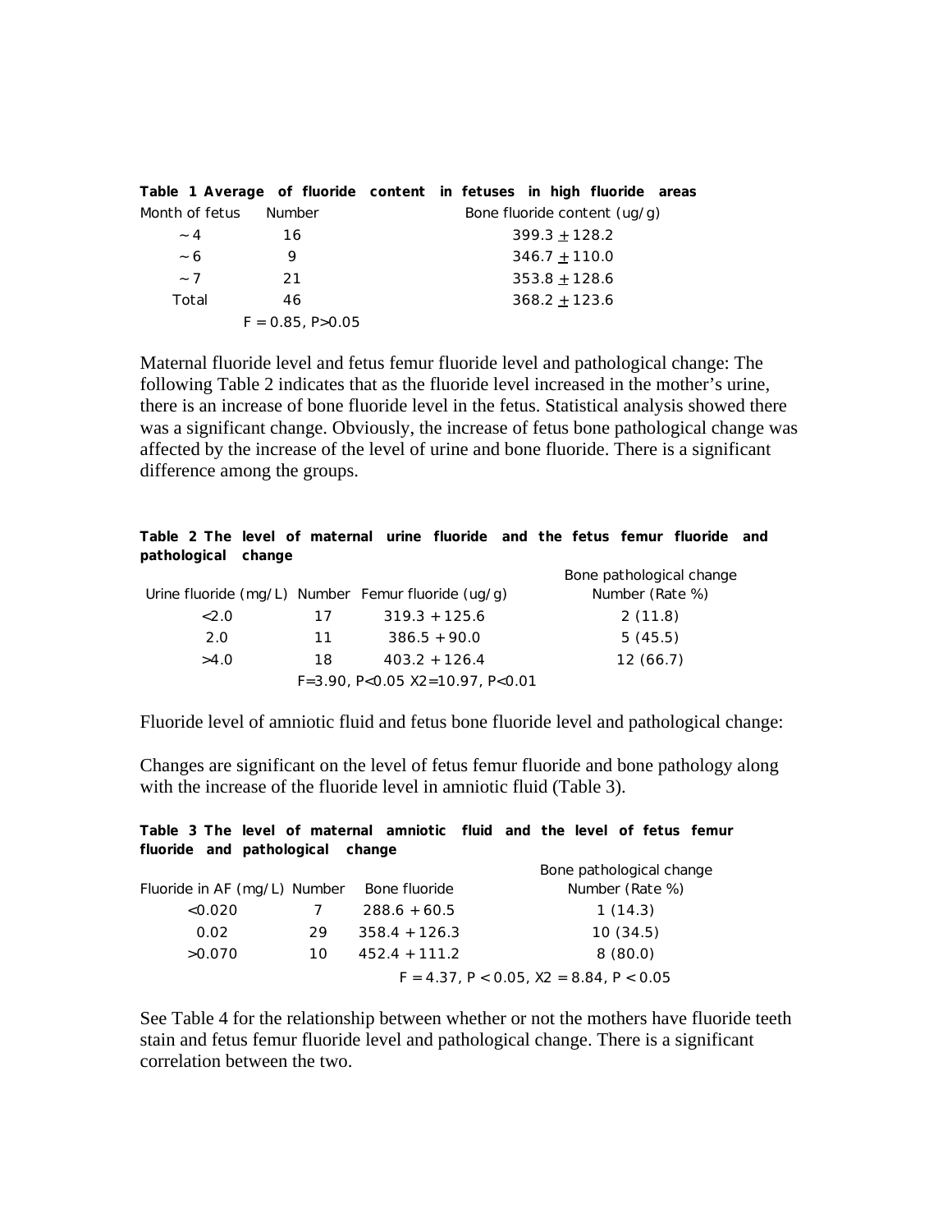**Table 1 Average of fluoride content in fetuses in high fluoride areas**

| Month of fetus | Number | Bone fluoride content (ug/g) |
|---|---|---|
| ~4 | 16 | 399.3 ± 128.2 |
| ~6 | 9 | 346.7 ± 110.0 |
| ~7 | 21 | 353.8 ± 128.6 |
| Total | 46 | 368.2 ± 123.6 |
| | $F = 0.85$, $P>0.05$ | |

Maternal fluoride level and fetus femur fluoride level and pathological change: The following Table 2 indicates that as the fluoride level increased in the mother's urine, there is an increase of bone fluoride level in the fetus. Statistical analysis showed there was a significant change. Obviously, the increase of fetus bone pathological change was affected by the increase of the level of urine and bone fluoride. There is a significant difference among the groups.

**Table 2 The level of maternal urine fluoride and the fetus femur fluoride and pathological change**

| Urine fluoride (mg/L) | Number | Femur fluoride (ug/g) | Bone pathological change Number (Rate %) |
|---|---|---|---|
| <2.0 | 17 | 319.3 + 125.6 | 2 (11.8) |
| 2.0 | 11 | 386.5 + 90.0 | 5 (45.5) |
| >4.0 | 18 | 403.2 + 126.4 | 12 (66.7) |
| | | $F=3.90$, $P<0.05$ | $X2=10.97$, $P<0.01$ |

Fluoride level of amniotic fluid and fetus bone fluoride level and pathological change:

Changes are significant on the level of fetus femur fluoride and bone pathology along with the increase of the fluoride level in amniotic fluid (Table 3).

**Table 3 The level of maternal amniotic fluid and the level of fetus femur fluoride and pathological change**

| Fluoride in AF (mg/L) | Number | Bone fluoride | Bone pathological change Number (Rate %) |
|---|---|---|---|
| <0.020 | 7 | 288.6 + 60.5 | 1 (14.3) |
| 0.02 | 29 | 358.4 + 126.3 | 10 (34.5) |
| >0.070 | 10 | 452.4 + 111.2 | 8 (80.0) |
| | | $F = 4.37$, $P < 0.05$, | $X2 = 8.84$, $P < 0.05$ |

See Table 4 for the relationship between whether or not the mothers have fluoride teeth stain and fetus femur fluoride level and pathological change. There is a significant correlation between the two.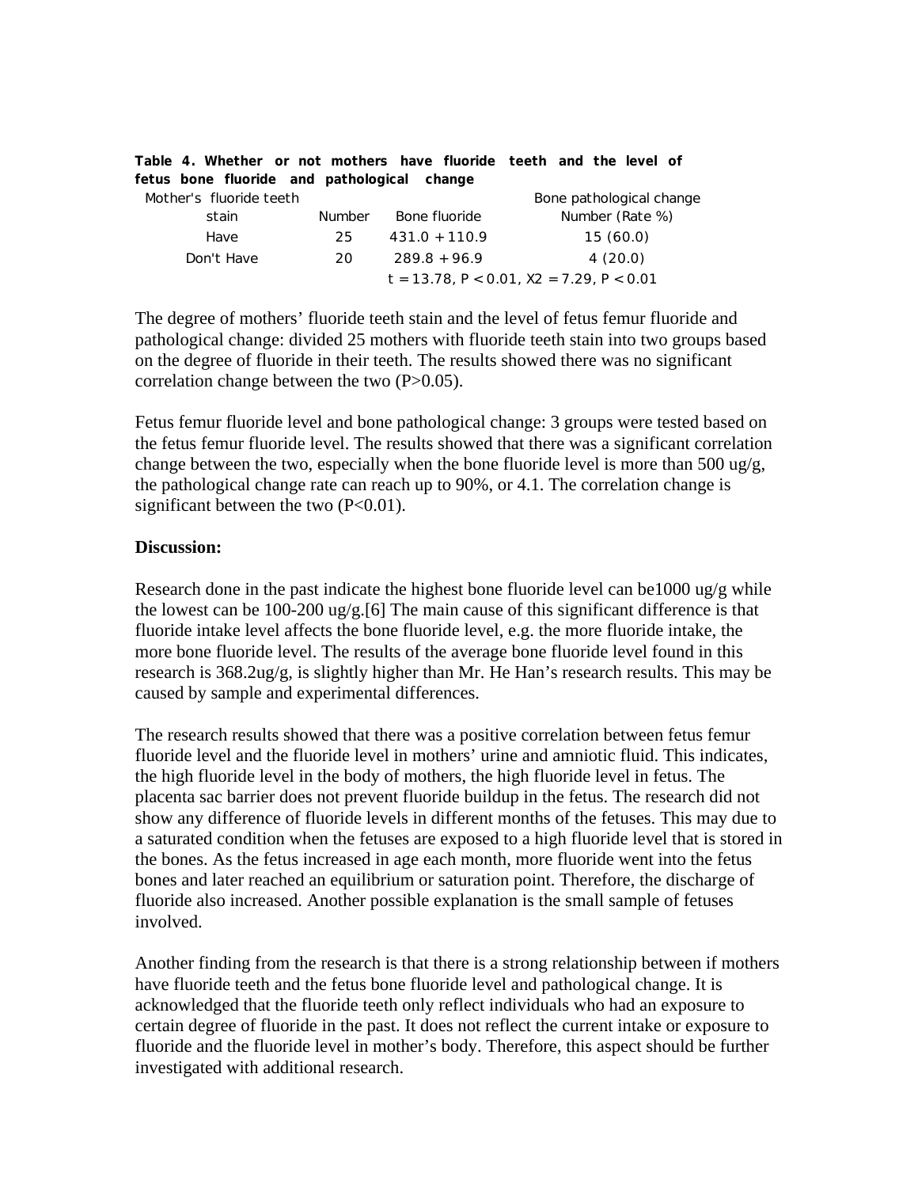**Table 4. Whether or not mothers have fluoride teeth and the level of fetus bone fluoride and pathological change**

| Mother's fluoride teeth stain | Number | Bone fluoride | Bone pathological change Number (Rate %) |
|---|---|---|---|
| Have | 25 | 431.0 + 110.9 | 15 (60.0) |
| Don't Have | 20 | 289.8 + 96.9 | 4 (20.0) |
| | | $t = 13.78$, $P < 0.01$, $X2 = 7.29$, $P < 0.01$ | |

The degree of mothers' fluoride teeth stain and the level of fetus femur fluoride and pathological change: divided 25 mothers with fluoride teeth stain into two groups based on the degree of fluoride in their teeth. The results showed there was no significant correlation change between the two ($P>0.05$).

Fetus femur fluoride level and bone pathological change: 3 groups were tested based on the fetus femur fluoride level. The results showed that there was a significant correlation change between the two, especially when the bone fluoride level is more than 500 ug/g, the pathological change rate can reach up to 90%, or 4.1. The correlation change is significant between the two ($P<0.01$).

**Discussion:**

Research done in the past indicate the highest bone fluoride level can be1000 ug/g while the lowest can be 100-200 ug/g.[6] The main cause of this significant difference is that fluoride intake level affects the bone fluoride level, e.g. the more fluoride intake, the more bone fluoride level. The results of the average bone fluoride level found in this research is 368.2ug/g, is slightly higher than Mr. He Han's research results. This may be caused by sample and experimental differences.

The research results showed that there was a positive correlation between fetus femur fluoride level and the fluoride level in mothers' urine and amniotic fluid. This indicates, the high fluoride level in the body of mothers, the high fluoride level in fetus. The placenta sac barrier does not prevent fluoride buildup in the fetus. The research did not show any difference of fluoride levels in different months of the fetuses. This may due to a saturated condition when the fetuses are exposed to a high fluoride level that is stored in the bones. As the fetus increased in age each month, more fluoride went into the fetus bones and later reached an equilibrium or saturation point. Therefore, the discharge of fluoride also increased. Another possible explanation is the small sample of fetuses involved.

Another finding from the research is that there is a strong relationship between if mothers have fluoride teeth and the fetus bone fluoride level and pathological change. It is acknowledged that the fluoride teeth only reflect individuals who had an exposure to certain degree of fluoride in the past. It does not reflect the current intake or exposure to fluoride and the fluoride level in mother's body. Therefore, this aspect should be further investigated with additional research.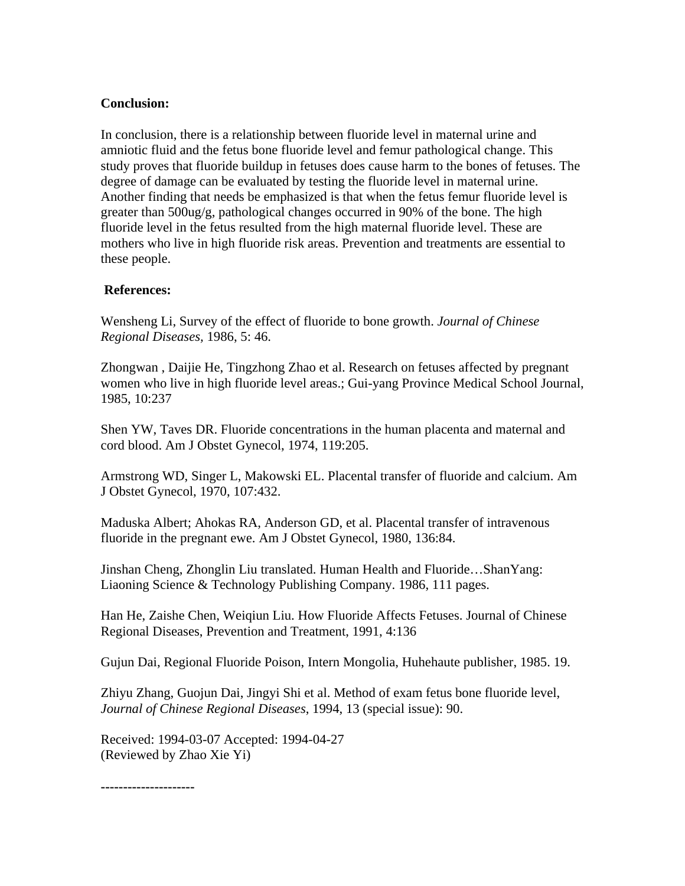**Conclusion:**

In conclusion, there is a relationship between fluoride level in maternal urine and amniotic fluid and the fetus bone fluoride level and femur pathological change. This study proves that fluoride buildup in fetuses does cause harm to the bones of fetuses. The degree of damage can be evaluated by testing the fluoride level in maternal urine. Another finding that needs be emphasized is that when the fetus femur fluoride level is greater than 500ug/g, pathological changes occurred in 90% of the bone. The high fluoride level in the fetus resulted from the high maternal fluoride level. These are mothers who live in high fluoride risk areas. Prevention and treatments are essential to these people.

**References:**

Wensheng Li, Survey of the effect of fluoride to bone growth. *Journal of Chinese Regional Diseases,* 1986, 5: 46.

Zhongwan , Daijie He, Tingzhong Zhao et al. Research on fetuses affected by pregnant women who live in high fluoride level areas.; Gui-yang Province Medical School Journal, 1985, 10:237

Shen YW, Taves DR. Fluoride concentrations in the human placenta and maternal and cord blood. Am J Obstet Gynecol, 1974, 119:205.

Armstrong WD, Singer L, Makowski EL. Placental transfer of fluoride and calcium. Am J Obstet Gynecol, 1970, 107:432.

Maduska Albert; Ahokas RA, Anderson GD, et al. Placental transfer of intravenous fluoride in the pregnant ewe. Am J Obstet Gynecol, 1980, 136:84.

Jinshan Cheng, Zhonglin Liu translated. Human Health and Fluoride…ShanYang: Liaoning Science & Technology Publishing Company. 1986, 111 pages.

Han He, Zaishe Chen, Weiqiun Liu. How Fluoride Affects Fetuses. Journal of Chinese Regional Diseases, Prevention and Treatment, 1991, 4:136

Gujun Dai, Regional Fluoride Poison, Intern Mongolia, Huhehaute publisher, 1985. 19.

Zhiyu Zhang, Guojun Dai, Jingyi Shi et al. Method of exam fetus bone fluoride level, *Journal of Chinese Regional Diseases*, 1994, 13 (special issue): 90.

Received: 1994-03-07 Accepted: 1994-04-27
(Reviewed by Zhao Xie Yi)

---------------------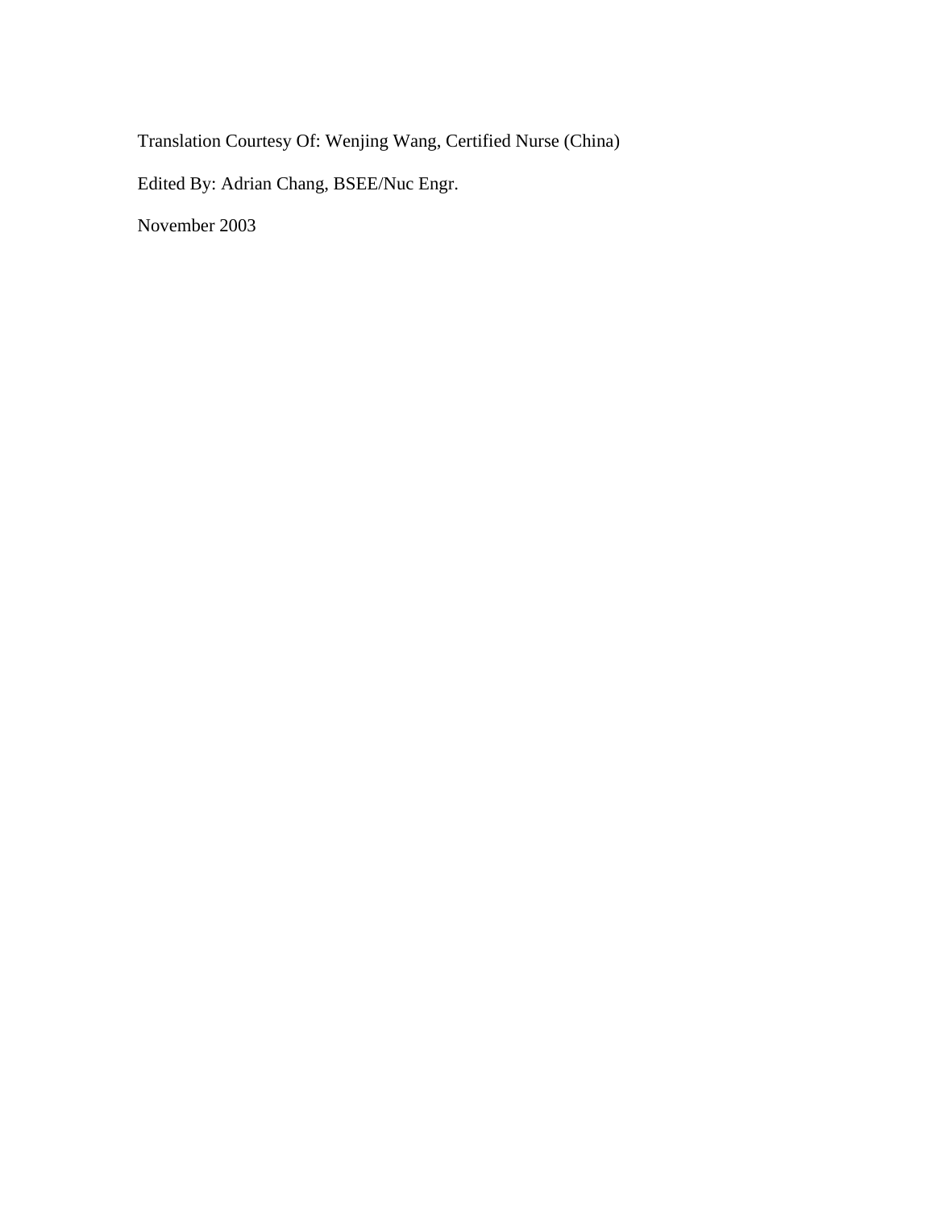Translation Courtesy Of: Wenjing Wang, Certified Nurse (China)

Edited By: Adrian Chang, BSEE/Nuc Engr.

November 2003